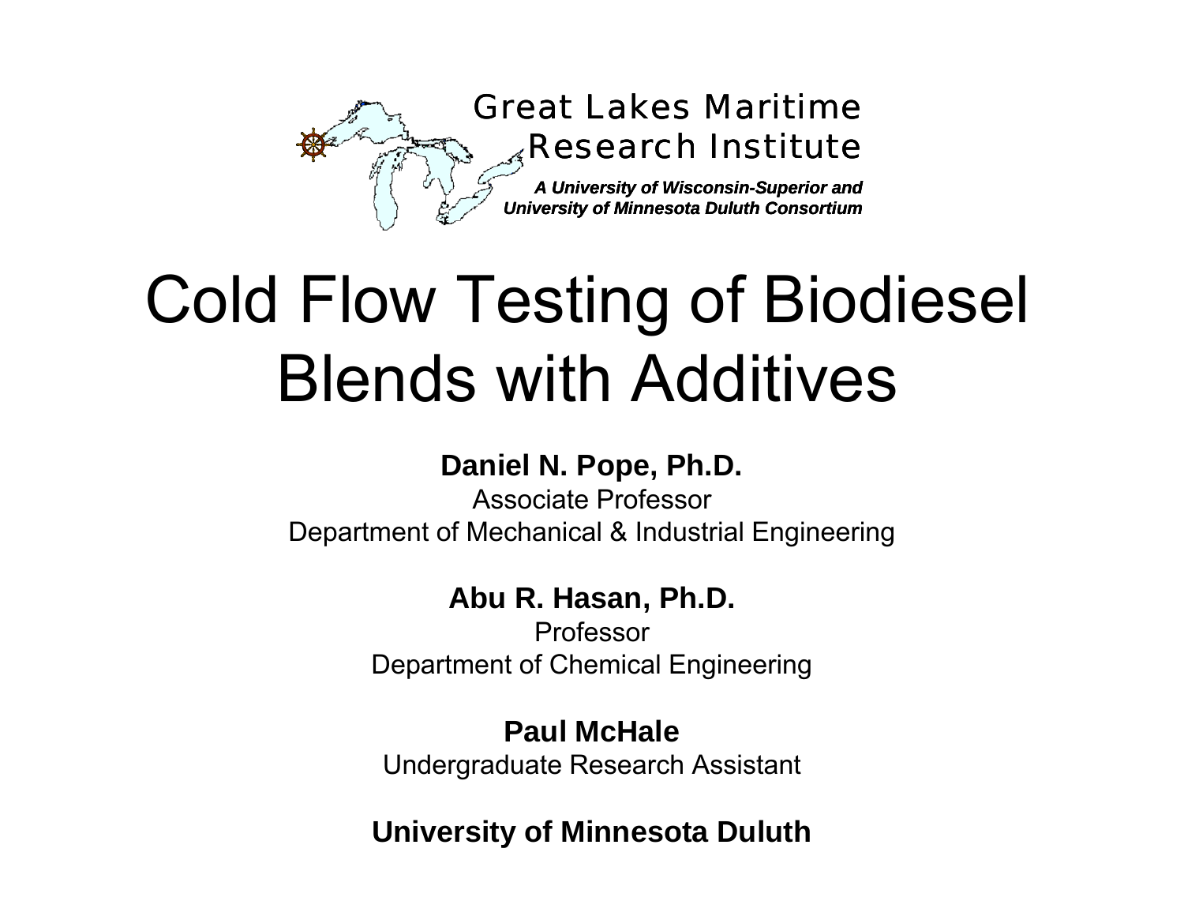Great Lakes Maritime Research Institute

*A University of Wisconsin-Superior and University of Minnesota Duluth Consortium*

# Cold Flow Testing of Biodiesel Blends with Additives

**Daniel N. Pope, Ph.D.**
Associate Professor
Department of Mechanical & Industrial Engineering

**Abu R. Hasan, Ph.D.**
Professor
Department of Chemical Engineering

**Paul McHale**
Undergraduate Research Assistant

**University of Minnesota Duluth**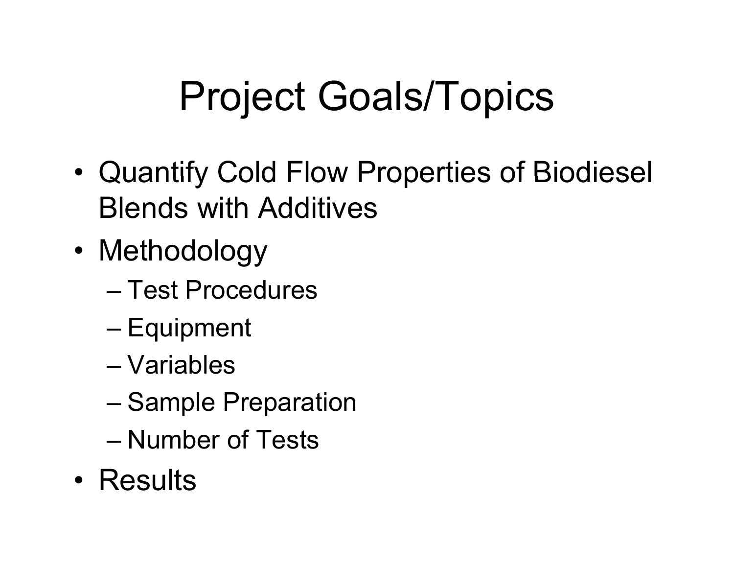# Project Goals/Topics

- Quantify Cold Flow Properties of Biodiesel Blends with Additives
- Methodology
  - Test Procedures
  - Equipment
  - Variables
  - Sample Preparation
  - Number of Tests
- Results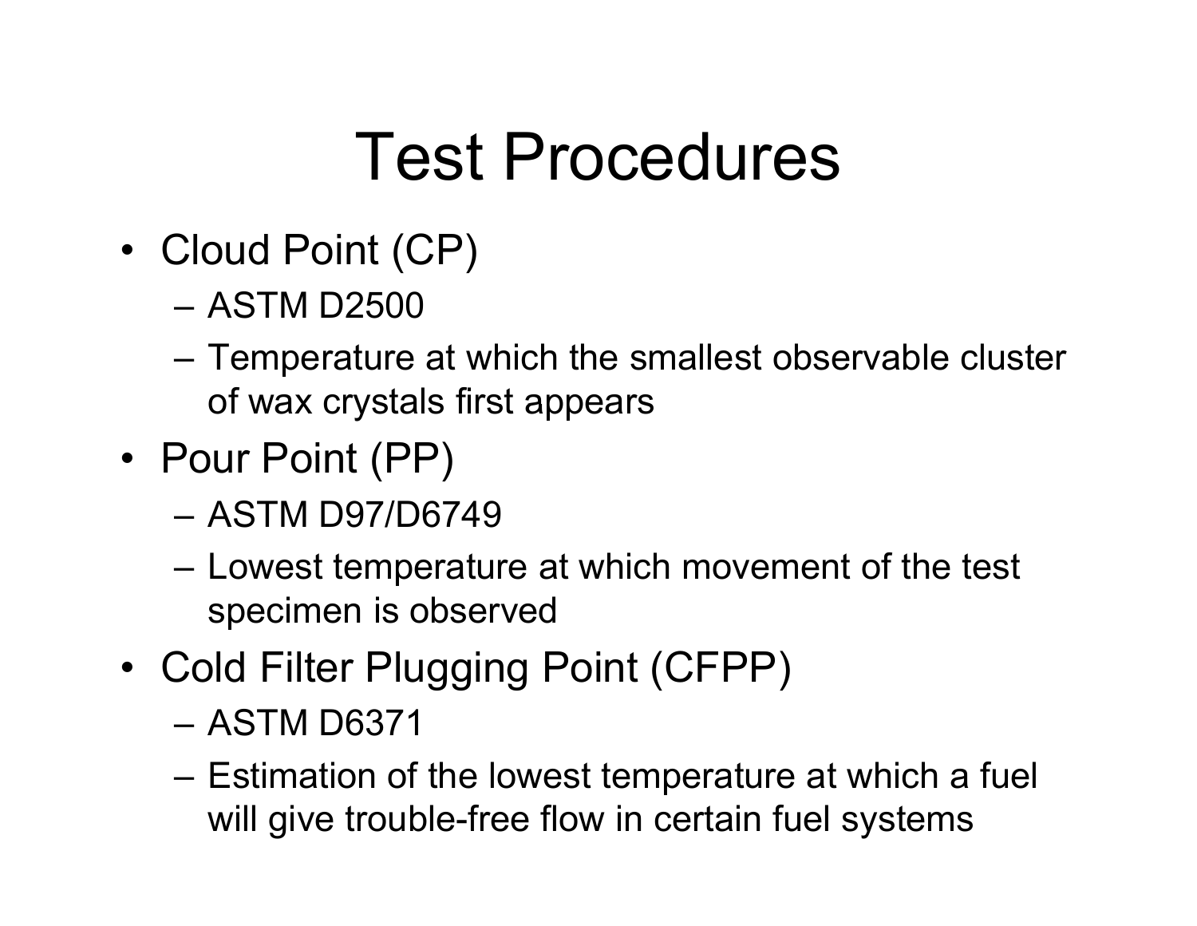# Test Procedures

- Cloud Point (CP)
  - ASTM D2500
  - Temperature at which the smallest observable cluster of wax crystals first appears
- Pour Point (PP)
  - ASTM D97/D6749
  - Lowest temperature at which movement of the test specimen is observed
- Cold Filter Plugging Point (CFPP)
  - ASTM D6371
  - Estimation of the lowest temperature at which a fuel will give trouble-free flow in certain fuel systems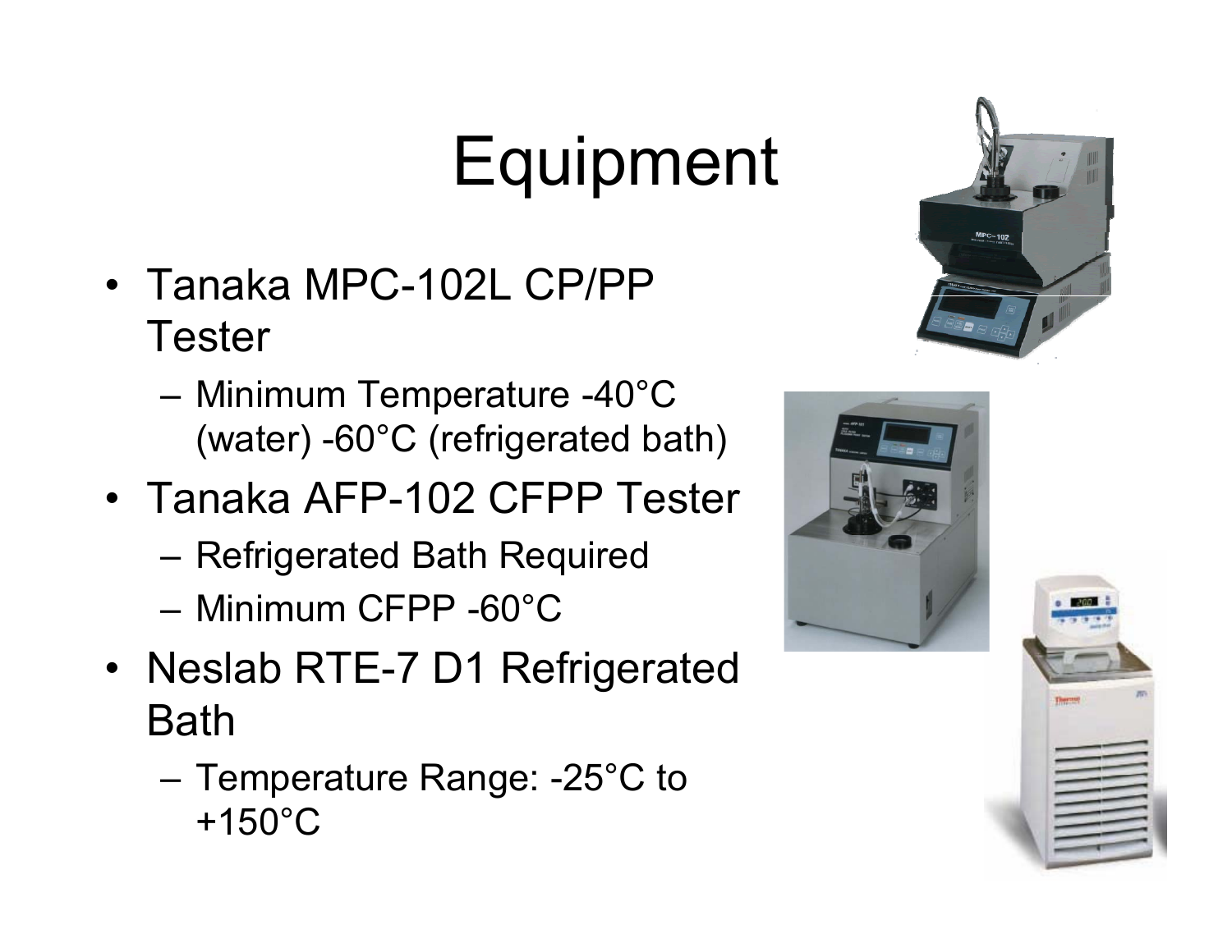# Equipment

- Tanaka MPC-102L CP/PP Tester
  - Minimum Temperature -40°C (water) -60°C (refrigerated bath)
- Tanaka AFP-102 CFPP Tester
  - Refrigerated Bath Required
  - Minimum CFPP -60°C
- Neslab RTE-7 D1 Refrigerated Bath
  - Temperature Range: -25°C to +150°C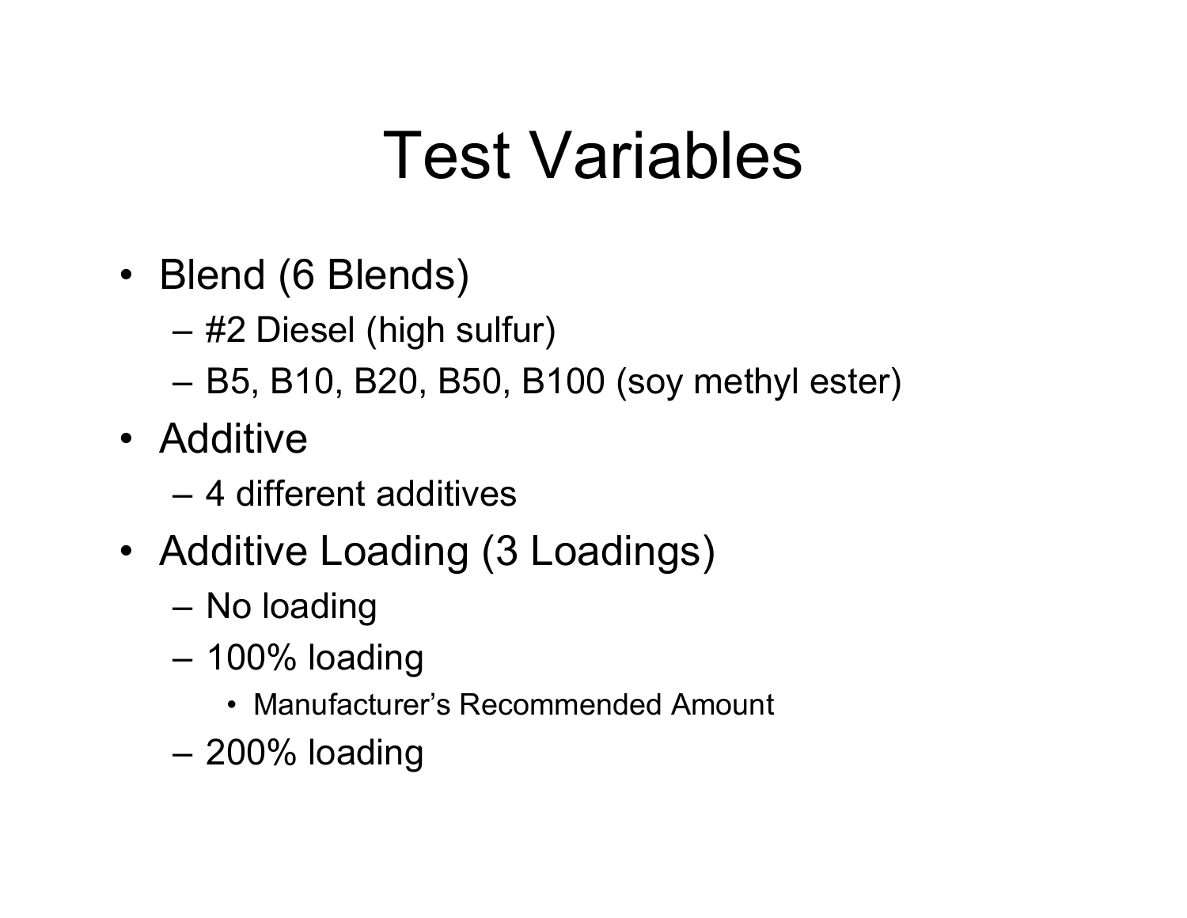# Test Variables

- Blend (6 Blends)
  - #2 Diesel (high sulfur)
  - B5, B10, B20, B50, B100 (soy methyl ester)
- Additive
  - 4 different additives
- Additive Loading (3 Loadings)
  - No loading
  - 100% loading
    - Manufacturer's Recommended Amount
  - 200% loading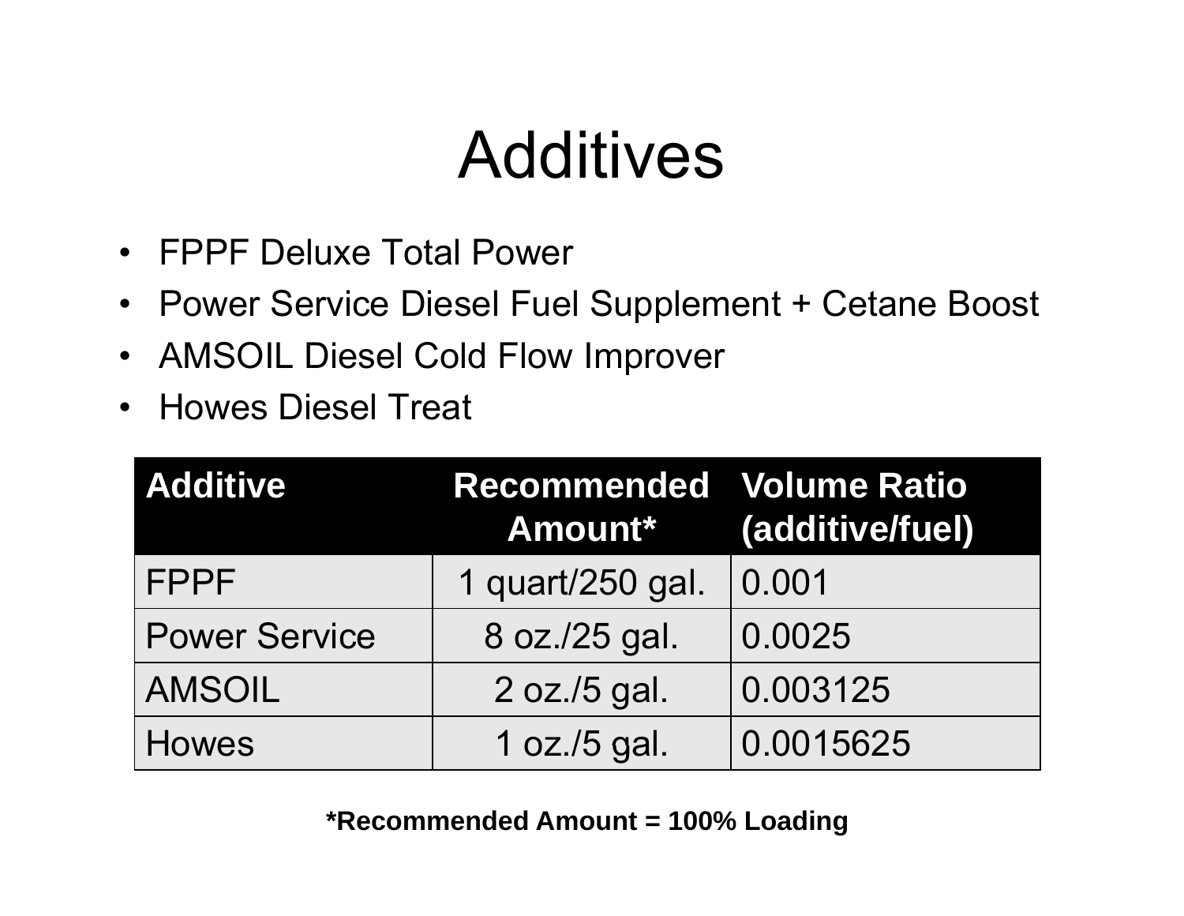# Additives

- FPPF Deluxe Total Power
- Power Service Diesel Fuel Supplement + Cetane Boost
- AMSOIL Diesel Cold Flow Improver
- Howes Diesel Treat

| Additive | Recommended Amount* | Volume Ratio (additive/fuel) |
|---|---|---|
| FPPF | 1 quart/250 gal. | 0.001 |
| Power Service | 8 oz./25 gal. | 0.0025 |
| AMSOIL | 2 oz./5 gal. | 0.003125 |
| Howes | 1 oz./5 gal. | 0.0015625 |

**\*Recommended Amount = 100% Loading**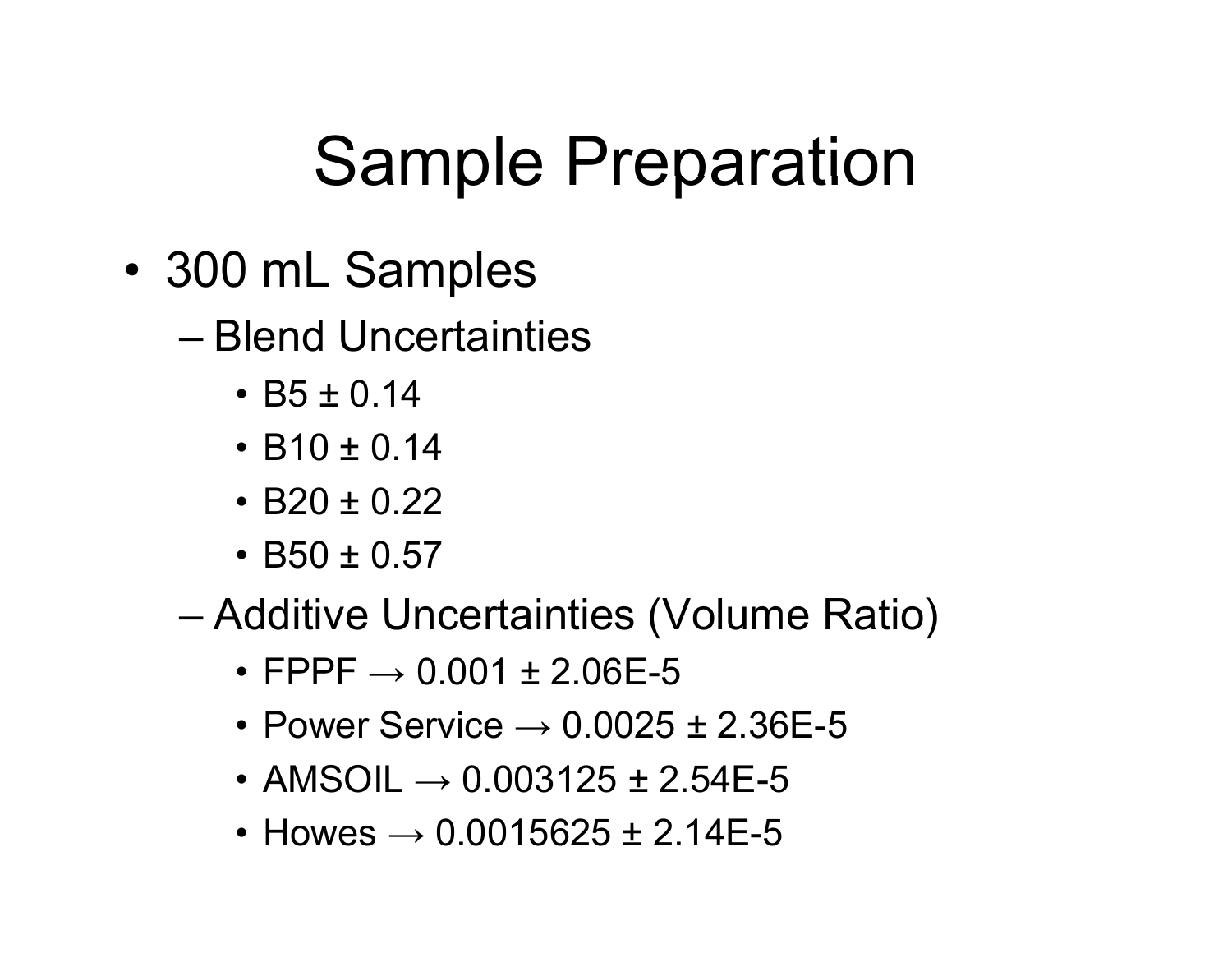# Sample Preparation

- 300 mL Samples
  - Blend Uncertainties
    - B5 ± 0.14
    - B10 ± 0.14
    - B20 ± 0.22
    - B50 ± 0.57
  - Additive Uncertainties (Volume Ratio)
    - FPPF → 0.001 ± 2.06E-5
    - Power Service → 0.0025 ± 2.36E-5
    - AMSOIL → 0.003125 ± 2.54E-5
    - Howes → 0.0015625 ± 2.14E-5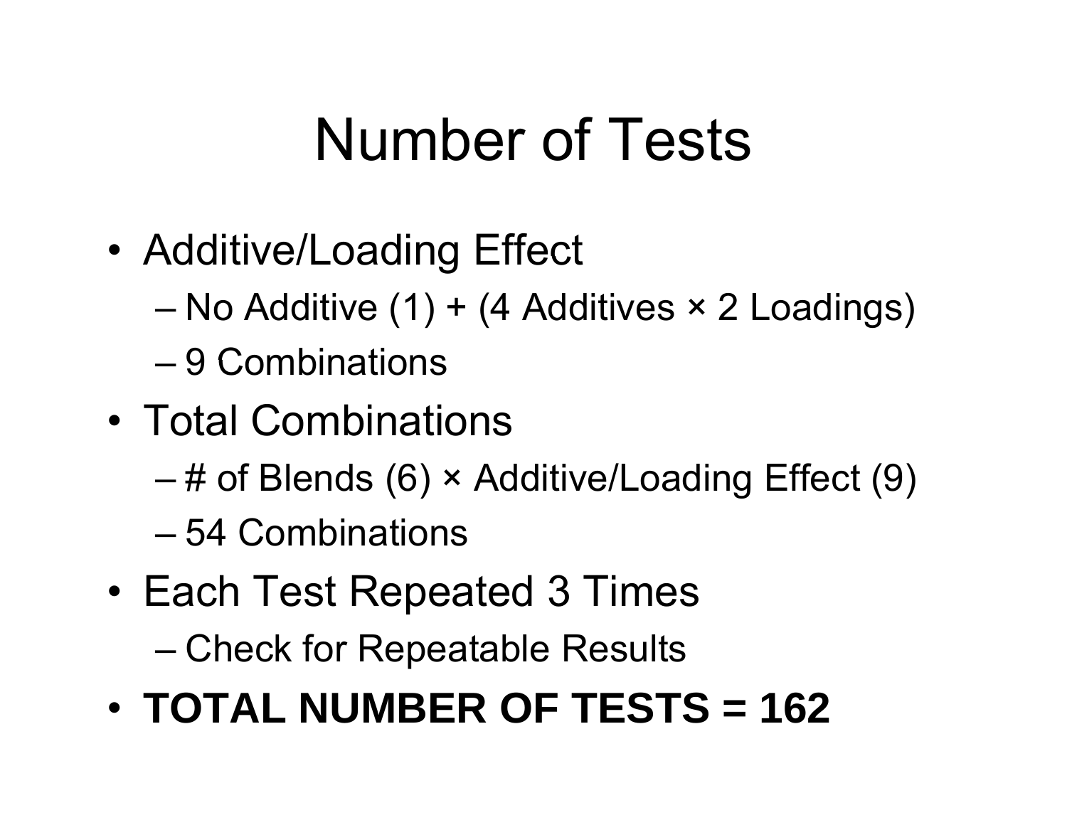# Number of Tests

- Additive/Loading Effect
  - No Additive (1) + (4 Additives × 2 Loadings)
  - 9 Combinations
- Total Combinations
  - # of Blends (6) × Additive/Loading Effect (9)
  - 54 Combinations
- Each Test Repeated 3 Times
  - Check for Repeatable Results
- **TOTAL NUMBER OF TESTS = 162**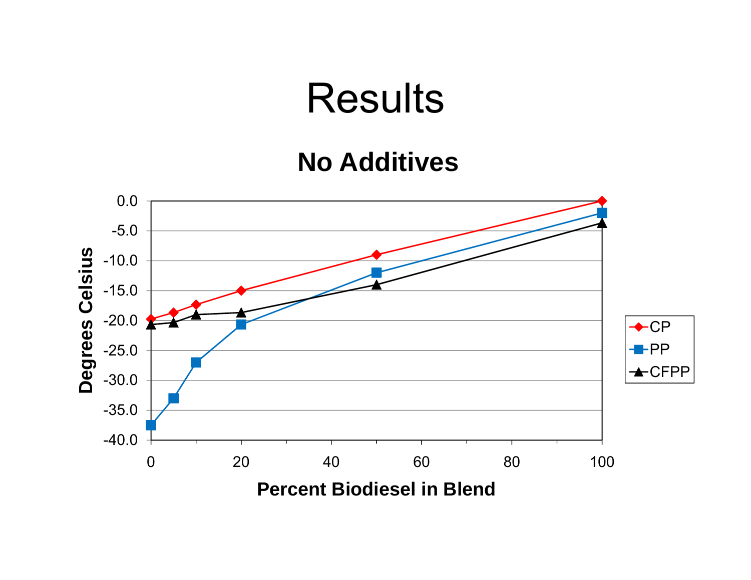# Results

## No Additives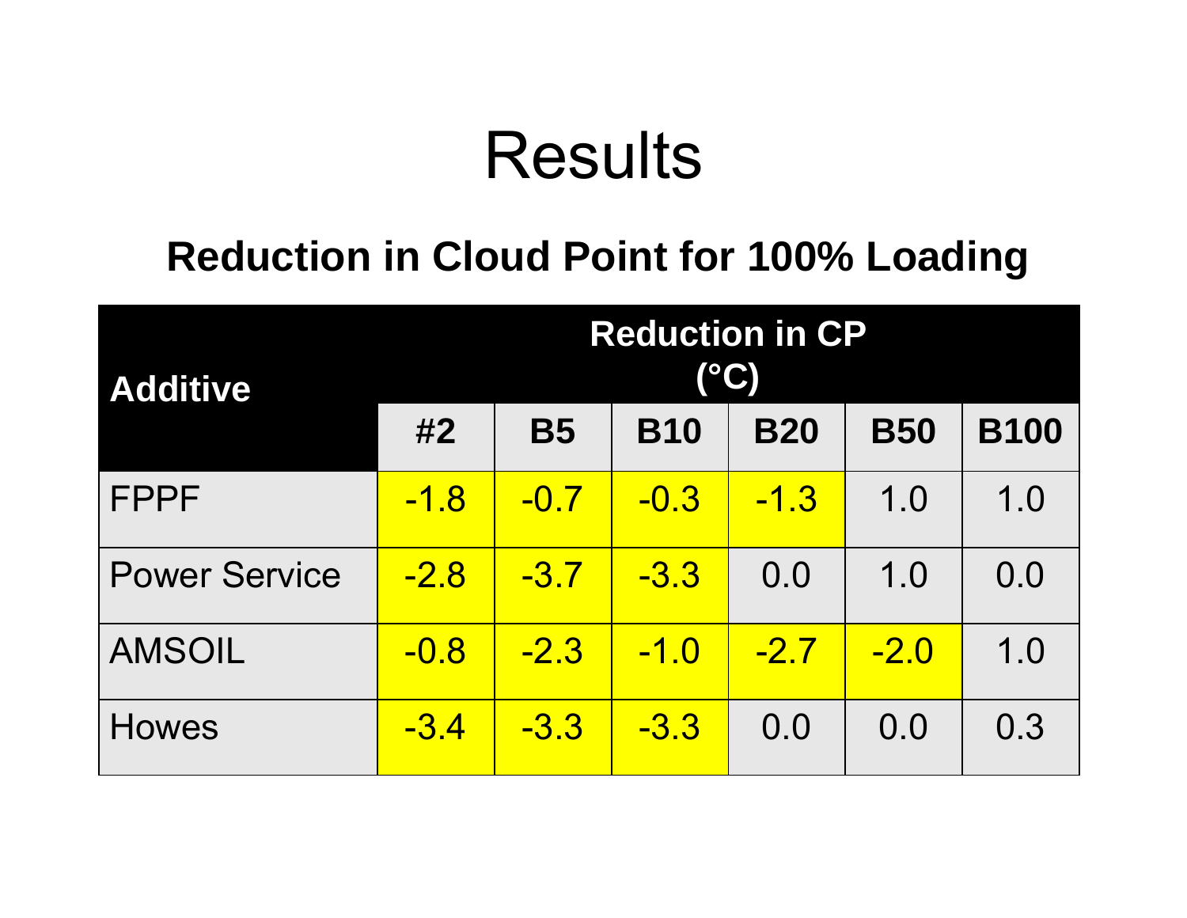# Results

## Reduction in Cloud Point for 100% Loading

| Additive | Reduction in CP (°C) | | | | | |
|---|---|---|---|---|---|---|
| | #2 | B5 | B10 | B20 | B50 | B100 |
| FPPF | -1.8 | -0.7 | -0.3 | -1.3 | 1.0 | 1.0 |
| Power Service | -2.8 | -3.7 | -3.3 | 0.0 | 1.0 | 0.0 |
| AMSOIL | -0.8 | -2.3 | -1.0 | -2.7 | -2.0 | 1.0 |
| Howes | -3.4 | -3.3 | -3.3 | 0.0 | 0.0 | 0.3 |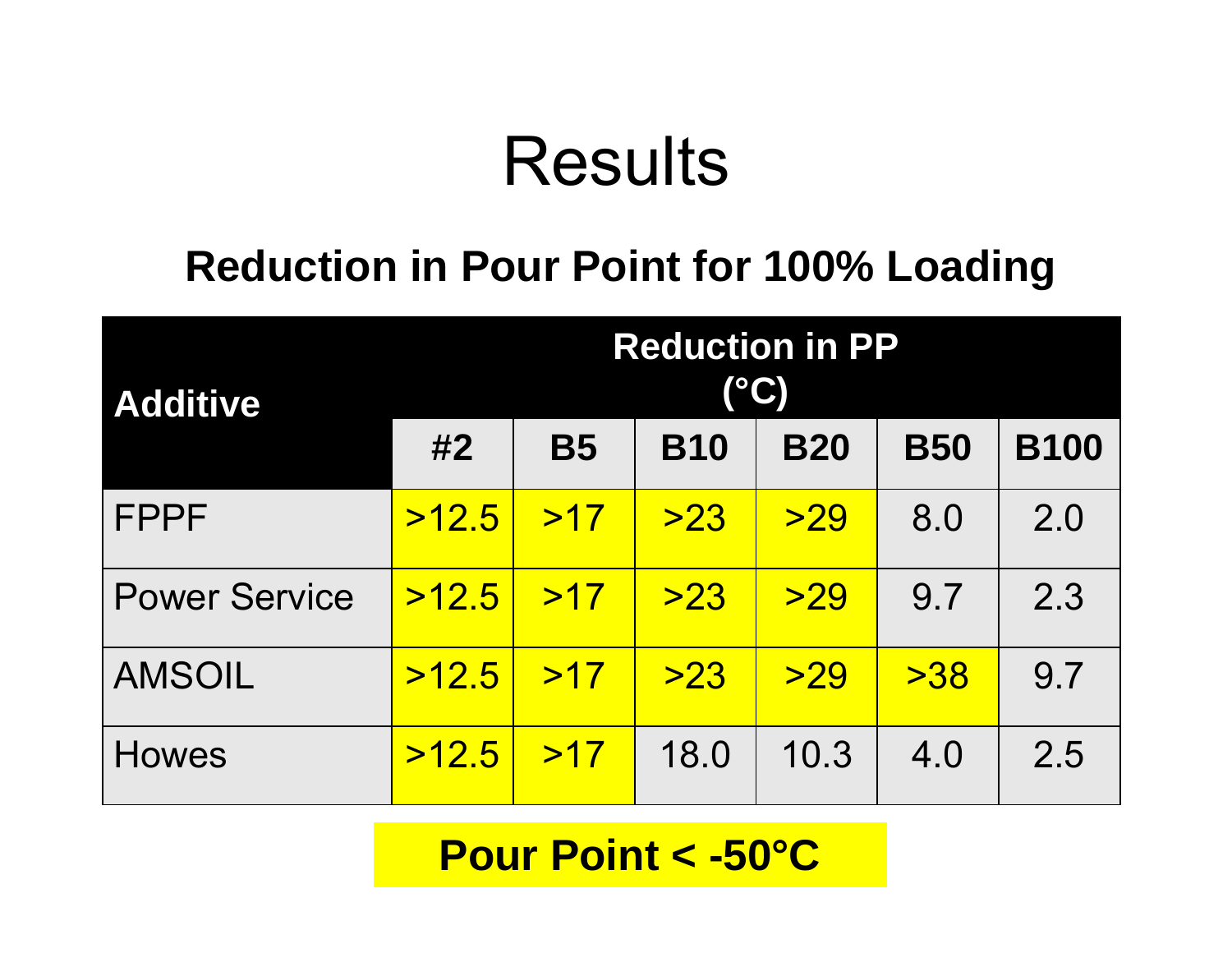# Results

## Reduction in Pour Point for 100% Loading

| Additive | Reduction in PP (°C) | | | | | |
|---|---|---|---|---|---|---|
| | #2 | B5 | B10 | B20 | B50 | B100 |
| FPPF | >12.5 | >17 | >23 | >29 | 8.0 | 2.0 |
| Power Service | >12.5 | >17 | >23 | >29 | 9.7 | 2.3 |
| AMSOIL | >12.5 | >17 | >23 | >29 | >38 | 9.7 |
| Howes | >12.5 | >17 | 18.0 | 10.3 | 4.0 | 2.5 |

**Pour Point < -50°C**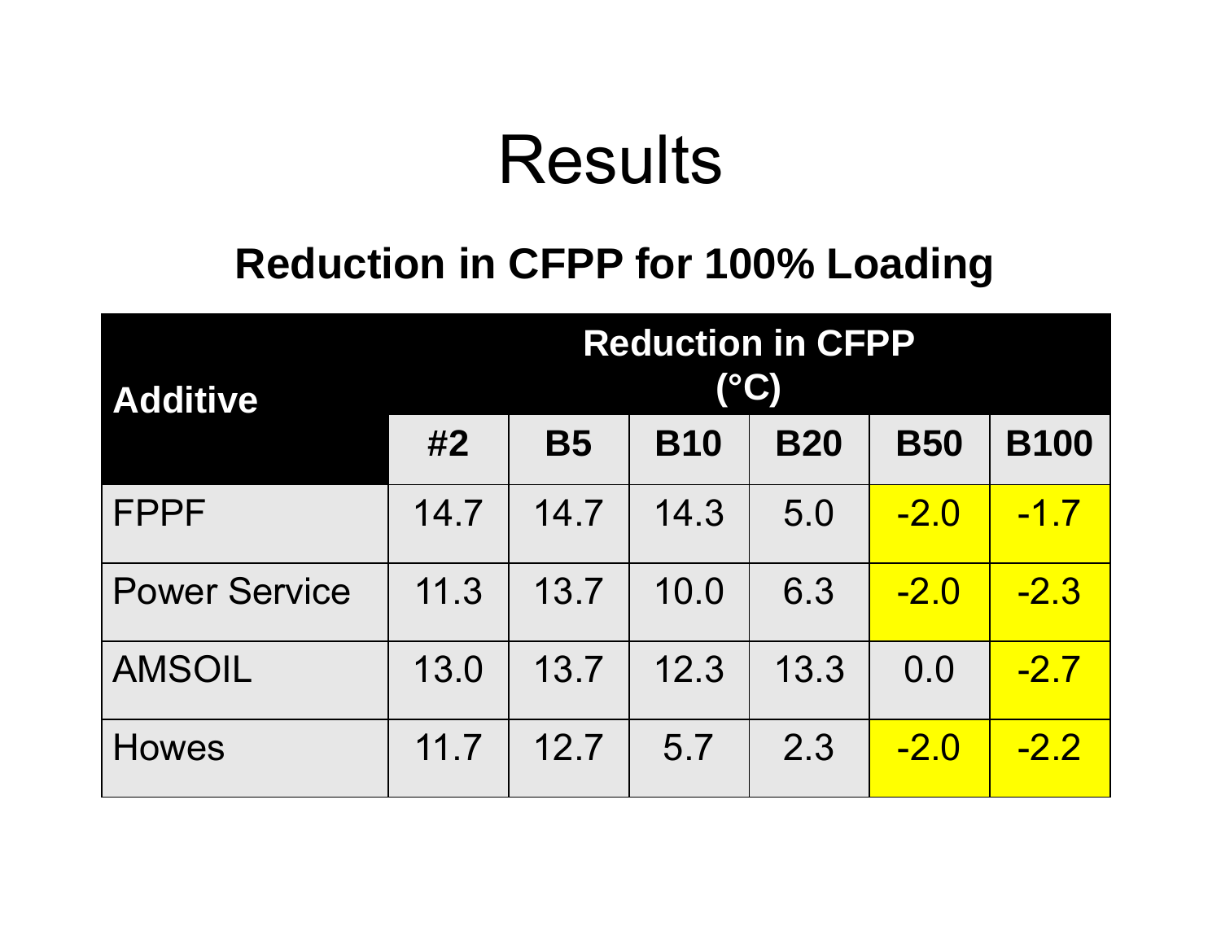# Results

## Reduction in CFPP for 100% Loading

| Additive | Reduction in CFPP (°C) | | | | | |
|---|---|---|---|---|---|---|
| | #2 | B5 | B10 | B20 | B50 | B100 |
| FPPF | 14.7 | 14.7 | 14.3 | 5.0 | -2.0 | -1.7 |
| Power Service | 11.3 | 13.7 | 10.0 | 6.3 | -2.0 | -2.3 |
| AMSOIL | 13.0 | 13.7 | 12.3 | 13.3 | 0.0 | -2.7 |
| Howes | 11.7 | 12.7 | 5.7 | 2.3 | -2.0 | -2.2 |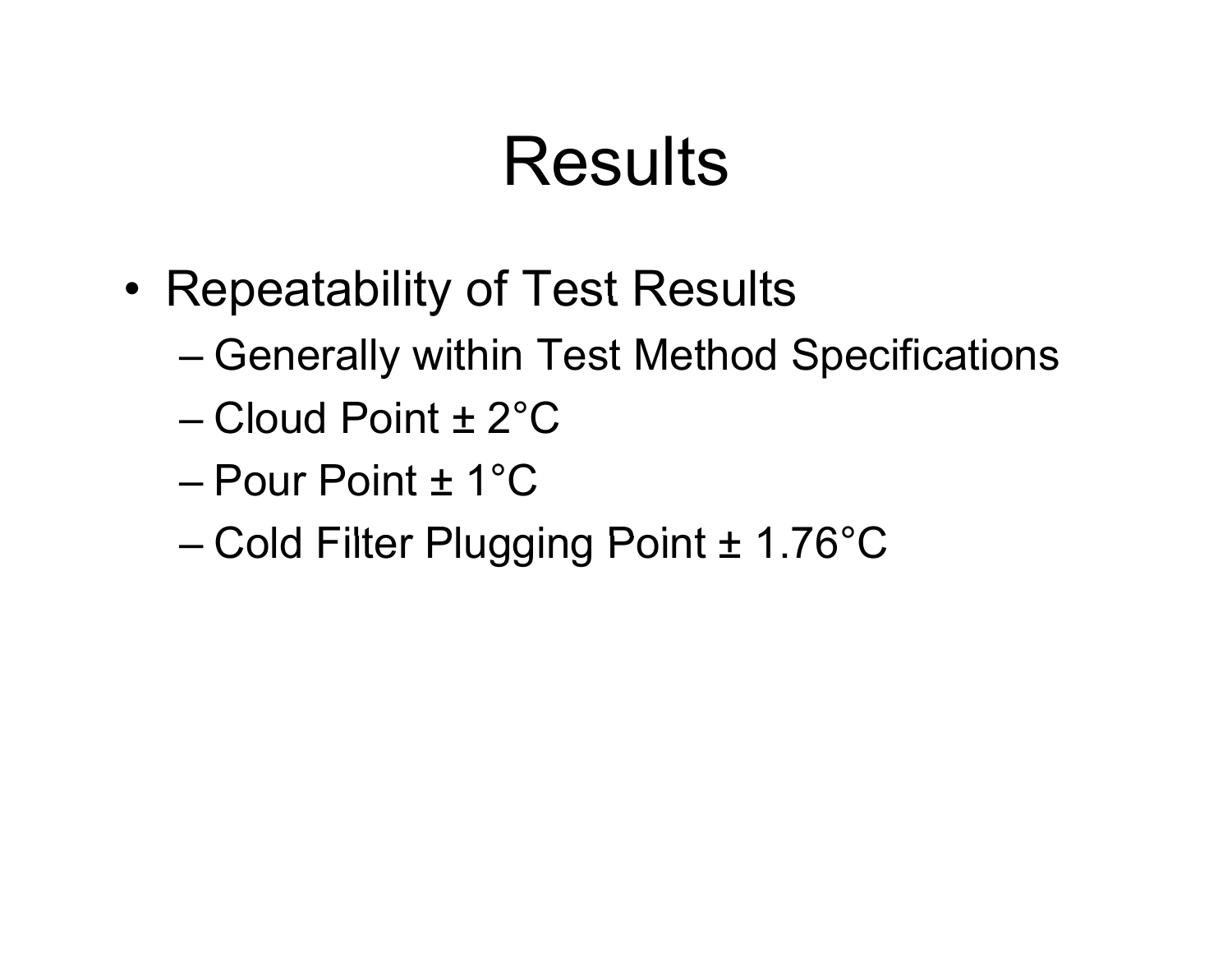# Results

- Repeatability of Test Results
  - Generally within Test Method Specifications
  - Cloud Point ± 2°C
  - Pour Point ± 1°C
  - Cold Filter Plugging Point ± 1.76°C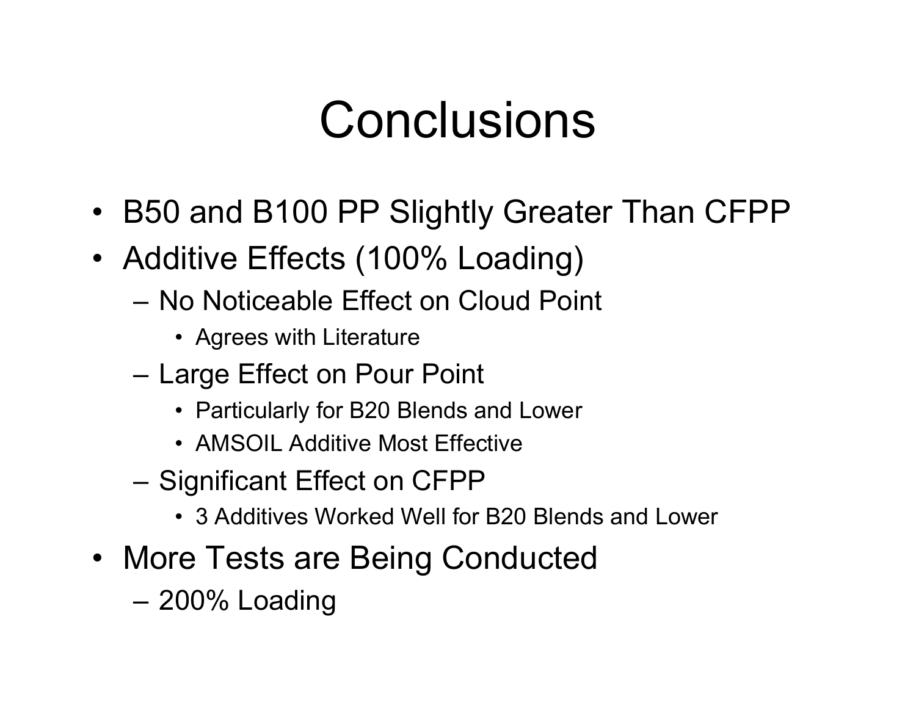# Conclusions

- B50 and B100 PP Slightly Greater Than CFPP
- Additive Effects (100% Loading)
  - No Noticeable Effect on Cloud Point
    - Agrees with Literature
  - Large Effect on Pour Point
    - Particularly for B20 Blends and Lower
    - AMSOIL Additive Most Effective
  - Significant Effect on CFPP
    - 3 Additives Worked Well for B20 Blends and Lower
- More Tests are Being Conducted
  - 200% Loading